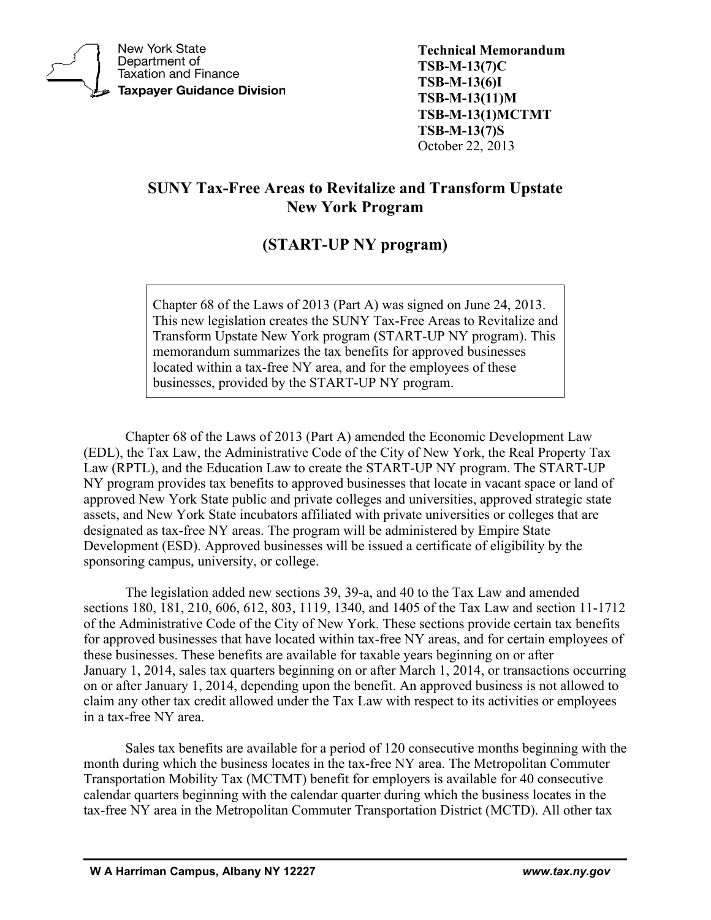New York State Department of Taxation and Finance
**Taxpayer Guidance Division**

**Technical Memorandum**
**TSB-M-13(7)C**
**TSB-M-13(6)I**
**TSB-M-13(11)M**
**TSB-M-13(1)MCTMT**
**TSB-M-13(7)S**
October 22, 2013

# SUNY Tax-Free Areas to Revitalize and Transform Upstate New York Program

# (START-UP NY program)

> Chapter 68 of the Laws of 2013 (Part A) was signed on June 24, 2013. This new legislation creates the SUNY Tax-Free Areas to Revitalize and Transform Upstate New York program (START-UP NY program). This memorandum summarizes the tax benefits for approved businesses located within a tax-free NY area, and for the employees of these businesses, provided by the START-UP NY program.

Chapter 68 of the Laws of 2013 (Part A) amended the Economic Development Law (EDL), the Tax Law, the Administrative Code of the City of New York, the Real Property Tax Law (RPTL), and the Education Law to create the START-UP NY program. The START-UP NY program provides tax benefits to approved businesses that locate in vacant space or land of approved New York State public and private colleges and universities, approved strategic state assets, and New York State incubators affiliated with private universities or colleges that are designated as tax-free NY areas. The program will be administered by Empire State Development (ESD). Approved businesses will be issued a certificate of eligibility by the sponsoring campus, university, or college.

The legislation added new sections 39, 39-a, and 40 to the Tax Law and amended sections 180, 181, 210, 606, 612, 803, 1119, 1340, and 1405 of the Tax Law and section 11-1712 of the Administrative Code of the City of New York. These sections provide certain tax benefits for approved businesses that have located within tax-free NY areas, and for certain employees of these businesses. These benefits are available for taxable years beginning on or after January 1, 2014, sales tax quarters beginning on or after March 1, 2014, or transactions occurring on or after January 1, 2014, depending upon the benefit. An approved business is not allowed to claim any other tax credit allowed under the Tax Law with respect to its activities or employees in a tax-free NY area.

Sales tax benefits are available for a period of 120 consecutive months beginning with the month during which the business locates in the tax-free NY area. The Metropolitan Commuter Transportation Mobility Tax (MCTMT) benefit for employers is available for 40 consecutive calendar quarters beginning with the calendar quarter during which the business locates in the tax-free NY area in the Metropolitan Commuter Transportation District (MCTD). All other tax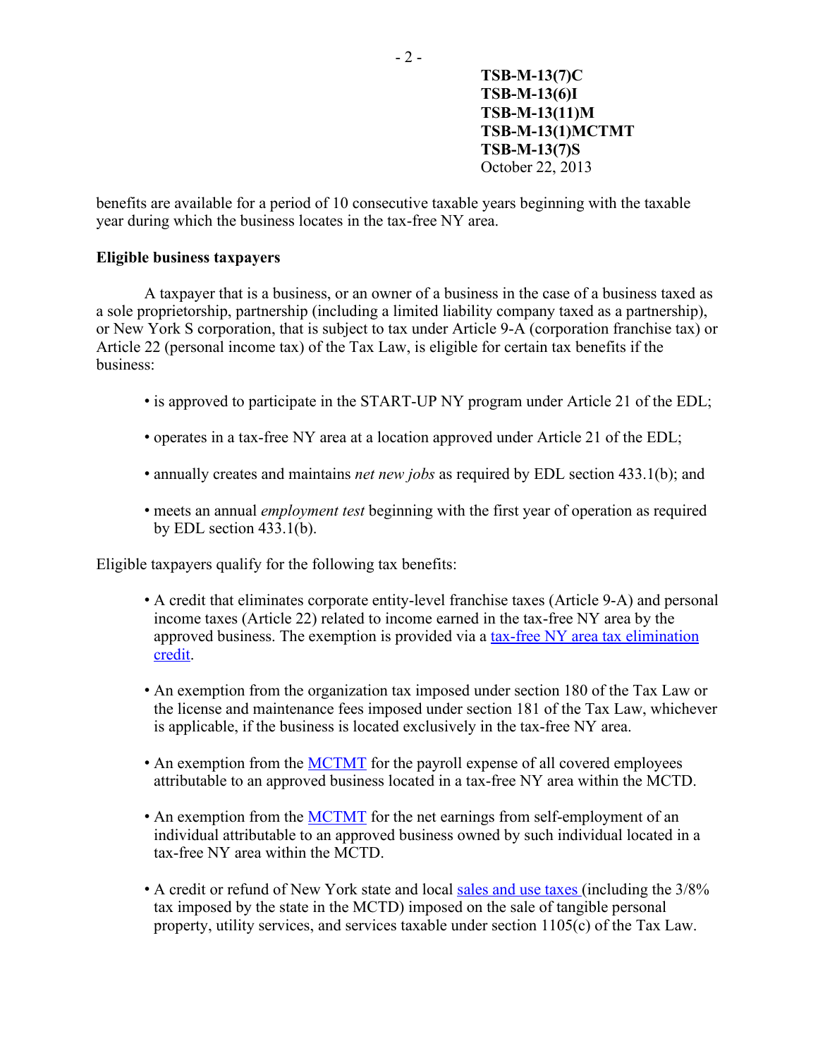benefits are available for a period of 10 consecutive taxable years beginning with the taxable year during which the business locates in the tax-free NY area.

**Eligible business taxpayers**

A taxpayer that is a business, or an owner of a business in the case of a business taxed as a sole proprietorship, partnership (including a limited liability company taxed as a partnership), or New York S corporation, that is subject to tax under Article 9-A (corporation franchise tax) or Article 22 (personal income tax) of the Tax Law, is eligible for certain tax benefits if the business:

- is approved to participate in the START-UP NY program under Article 21 of the EDL;
- operates in a tax-free NY area at a location approved under Article 21 of the EDL;
- annually creates and maintains *net new jobs* as required by EDL section 433.1(b); and
- meets an annual *employment test* beginning with the first year of operation as required by EDL section 433.1(b).

Eligible taxpayers qualify for the following tax benefits:

- A credit that eliminates corporate entity-level franchise taxes (Article 9-A) and personal income taxes (Article 22) related to income earned in the tax-free NY area by the approved business. The exemption is provided via a tax-free NY area tax elimination credit.
- An exemption from the organization tax imposed under section 180 of the Tax Law or the license and maintenance fees imposed under section 181 of the Tax Law, whichever is applicable, if the business is located exclusively in the tax-free NY area.
- An exemption from the MCTMT for the payroll expense of all covered employees attributable to an approved business located in a tax-free NY area within the MCTD.
- An exemption from the MCTMT for the net earnings from self-employment of an individual attributable to an approved business owned by such individual located in a tax-free NY area within the MCTD.
- A credit or refund of New York state and local sales and use taxes (including the 3/8% tax imposed by the state in the MCTD) imposed on the sale of tangible personal property, utility services, and services taxable under section 1105(c) of the Tax Law.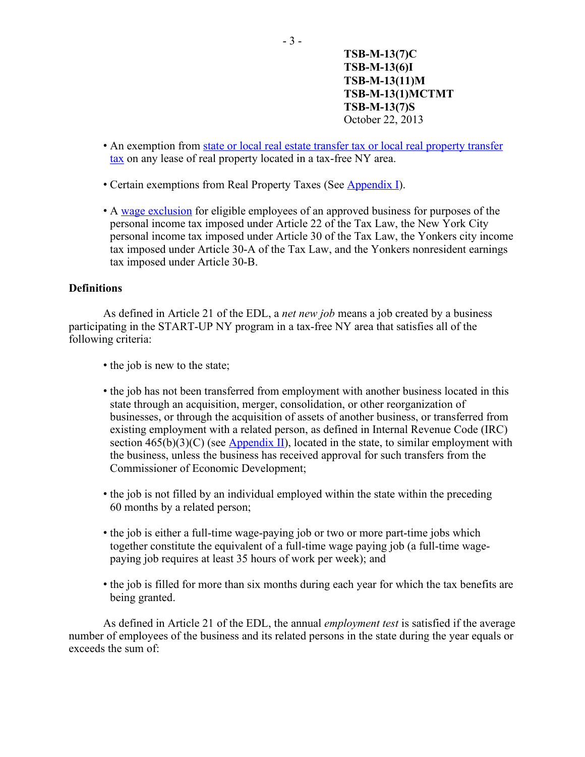- An exemption from state or local real estate transfer tax or local real property transfer tax on any lease of real property located in a tax-free NY area.

- Certain exemptions from Real Property Taxes (See Appendix I).

- A wage exclusion for eligible employees of an approved business for purposes of the personal income tax imposed under Article 22 of the Tax Law, the New York City personal income tax imposed under Article 30 of the Tax Law, the Yonkers city income tax imposed under Article 30-A of the Tax Law, and the Yonkers nonresident earnings tax imposed under Article 30-B.

**Definitions**

As defined in Article 21 of the EDL, a *net new job* means a job created by a business participating in the START-UP NY program in a tax-free NY area that satisfies all of the following criteria:

- the job is new to the state;

- the job has not been transferred from employment with another business located in this state through an acquisition, merger, consolidation, or other reorganization of businesses, or through the acquisition of assets of another business, or transferred from existing employment with a related person, as defined in Internal Revenue Code (IRC) section 465(b)(3)(C) (see Appendix II), located in the state, to similar employment with the business, unless the business has received approval for such transfers from the Commissioner of Economic Development;

- the job is not filled by an individual employed within the state within the preceding 60 months by a related person;

- the job is either a full-time wage-paying job or two or more part-time jobs which together constitute the equivalent of a full-time wage paying job (a full-time wage-paying job requires at least 35 hours of work per week); and

- the job is filled for more than six months during each year for which the tax benefits are being granted.

As defined in Article 21 of the EDL, the annual *employment test* is satisfied if the average number of employees of the business and its related persons in the state during the year equals or exceeds the sum of: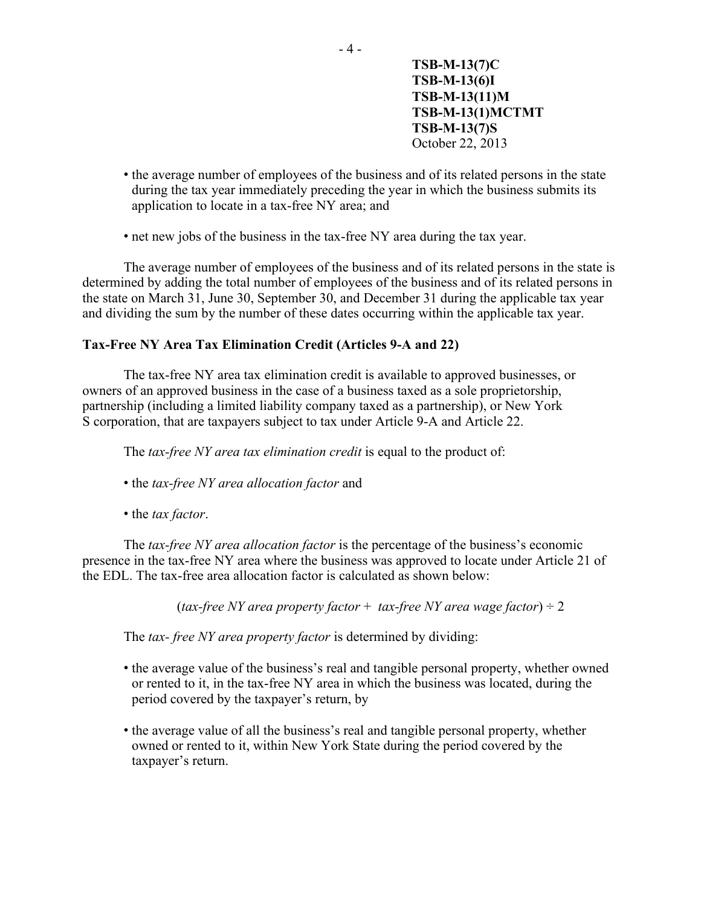- the average number of employees of the business and of its related persons in the state during the tax year immediately preceding the year in which the business submits its application to locate in a tax-free NY area; and

- net new jobs of the business in the tax-free NY area during the tax year.

The average number of employees of the business and of its related persons in the state is determined by adding the total number of employees of the business and of its related persons in the state on March 31, June 30, September 30, and December 31 during the applicable tax year and dividing the sum by the number of these dates occurring within the applicable tax year.

**Tax-Free NY Area Tax Elimination Credit (Articles 9-A and 22)**

The tax-free NY area tax elimination credit is available to approved businesses, or owners of an approved business in the case of a business taxed as a sole proprietorship, partnership (including a limited liability company taxed as a partnership), or New York S corporation, that are taxpayers subject to tax under Article 9-A and Article 22.

The *tax-free NY area tax elimination credit* is equal to the product of:

- the *tax-free NY area allocation factor* and

- the *tax factor*.

The *tax-free NY area allocation factor* is the percentage of the business's economic presence in the tax-free NY area where the business was approved to locate under Article 21 of the EDL. The tax-free area allocation factor is calculated as shown below:

(*tax-free NY area property factor* + *tax-free NY area wage factor*) ÷ 2

The *tax- free NY area property factor* is determined by dividing:

- the average value of the business's real and tangible personal property, whether owned or rented to it, in the tax-free NY area in which the business was located, during the period covered by the taxpayer's return, by

- the average value of all the business's real and tangible personal property, whether owned or rented to it, within New York State during the period covered by the taxpayer's return.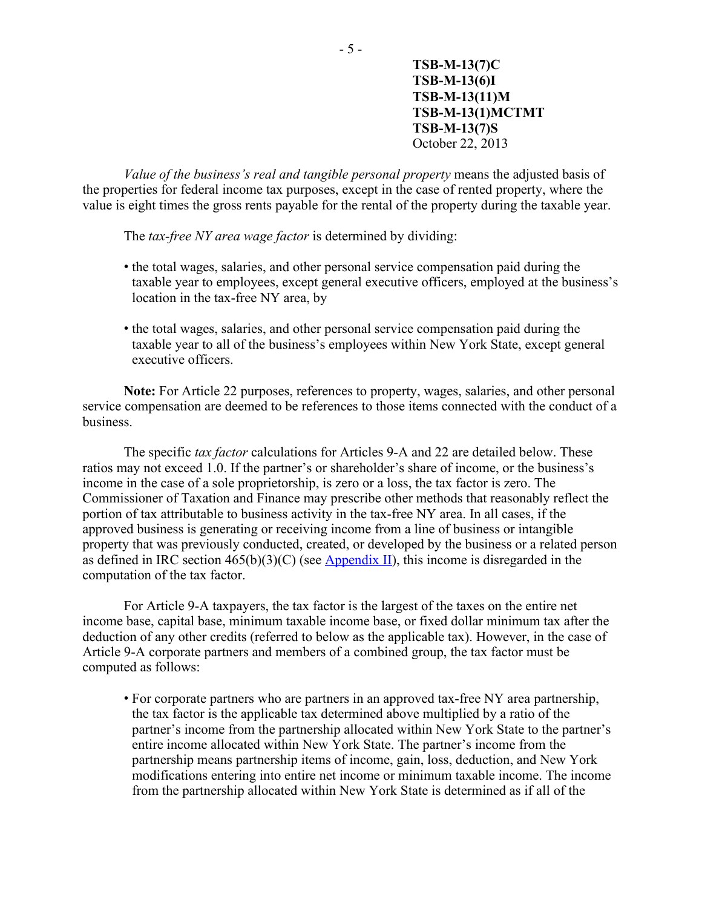*Value of the business's real and tangible personal property* means the adjusted basis of the properties for federal income tax purposes, except in the case of rented property, where the value is eight times the gross rents payable for the rental of the property during the taxable year.

The *tax-free NY area wage factor* is determined by dividing:

- the total wages, salaries, and other personal service compensation paid during the taxable year to employees, except general executive officers, employed at the business's location in the tax-free NY area, by
- the total wages, salaries, and other personal service compensation paid during the taxable year to all of the business's employees within New York State, except general executive officers.

**Note:** For Article 22 purposes, references to property, wages, salaries, and other personal service compensation are deemed to be references to those items connected with the conduct of a business.

The specific *tax factor* calculations for Articles 9-A and 22 are detailed below. These ratios may not exceed 1.0. If the partner's or shareholder's share of income, or the business's income in the case of a sole proprietorship, is zero or a loss, the tax factor is zero. The Commissioner of Taxation and Finance may prescribe other methods that reasonably reflect the portion of tax attributable to business activity in the tax-free NY area. In all cases, if the approved business is generating or receiving income from a line of business or intangible property that was previously conducted, created, or developed by the business or a related person as defined in IRC section 465(b)(3)(C) (see Appendix II), this income is disregarded in the computation of the tax factor.

For Article 9-A taxpayers, the tax factor is the largest of the taxes on the entire net income base, capital base, minimum taxable income base, or fixed dollar minimum tax after the deduction of any other credits (referred to below as the applicable tax). However, in the case of Article 9-A corporate partners and members of a combined group, the tax factor must be computed as follows:

- For corporate partners who are partners in an approved tax-free NY area partnership, the tax factor is the applicable tax determined above multiplied by a ratio of the partner's income from the partnership allocated within New York State to the partner's entire income allocated within New York State. The partner's income from the partnership means partnership items of income, gain, loss, deduction, and New York modifications entering into entire net income or minimum taxable income. The income from the partnership allocated within New York State is determined as if all of the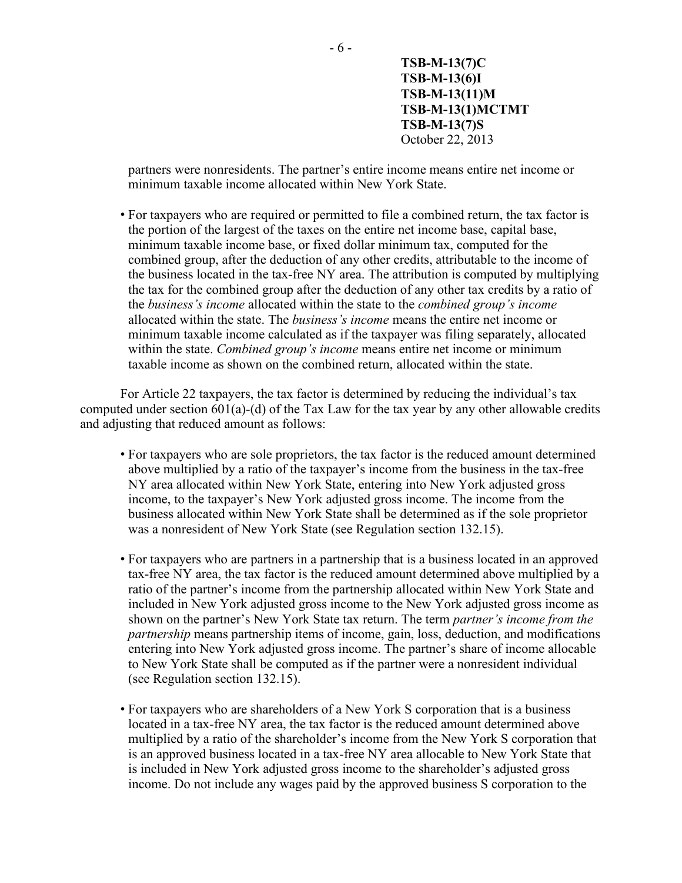partners were nonresidents. The partner's entire income means entire net income or minimum taxable income allocated within New York State.

- For taxpayers who are required or permitted to file a combined return, the tax factor is the portion of the largest of the taxes on the entire net income base, capital base, minimum taxable income base, or fixed dollar minimum tax, computed for the combined group, after the deduction of any other credits, attributable to the income of the business located in the tax-free NY area. The attribution is computed by multiplying the tax for the combined group after the deduction of any other tax credits by a ratio of the *business's income* allocated within the state to the *combined group's income* allocated within the state. The *business's income* means the entire net income or minimum taxable income calculated as if the taxpayer was filing separately, allocated within the state. *Combined group's income* means entire net income or minimum taxable income as shown on the combined return, allocated within the state.

For Article 22 taxpayers, the tax factor is determined by reducing the individual's tax computed under section 601(a)-(d) of the Tax Law for the tax year by any other allowable credits and adjusting that reduced amount as follows:

- For taxpayers who are sole proprietors, the tax factor is the reduced amount determined above multiplied by a ratio of the taxpayer's income from the business in the tax-free NY area allocated within New York State, entering into New York adjusted gross income, to the taxpayer's New York adjusted gross income. The income from the business allocated within New York State shall be determined as if the sole proprietor was a nonresident of New York State (see Regulation section 132.15).

- For taxpayers who are partners in a partnership that is a business located in an approved tax-free NY area, the tax factor is the reduced amount determined above multiplied by a ratio of the partner's income from the partnership allocated within New York State and included in New York adjusted gross income to the New York adjusted gross income as shown on the partner's New York State tax return. The term *partner's income from the partnership* means partnership items of income, gain, loss, deduction, and modifications entering into New York adjusted gross income. The partner's share of income allocable to New York State shall be computed as if the partner were a nonresident individual (see Regulation section 132.15).

- For taxpayers who are shareholders of a New York S corporation that is a business located in a tax-free NY area, the tax factor is the reduced amount determined above multiplied by a ratio of the shareholder's income from the New York S corporation that is an approved business located in a tax-free NY area allocable to New York State that is included in New York adjusted gross income to the shareholder's adjusted gross income. Do not include any wages paid by the approved business S corporation to the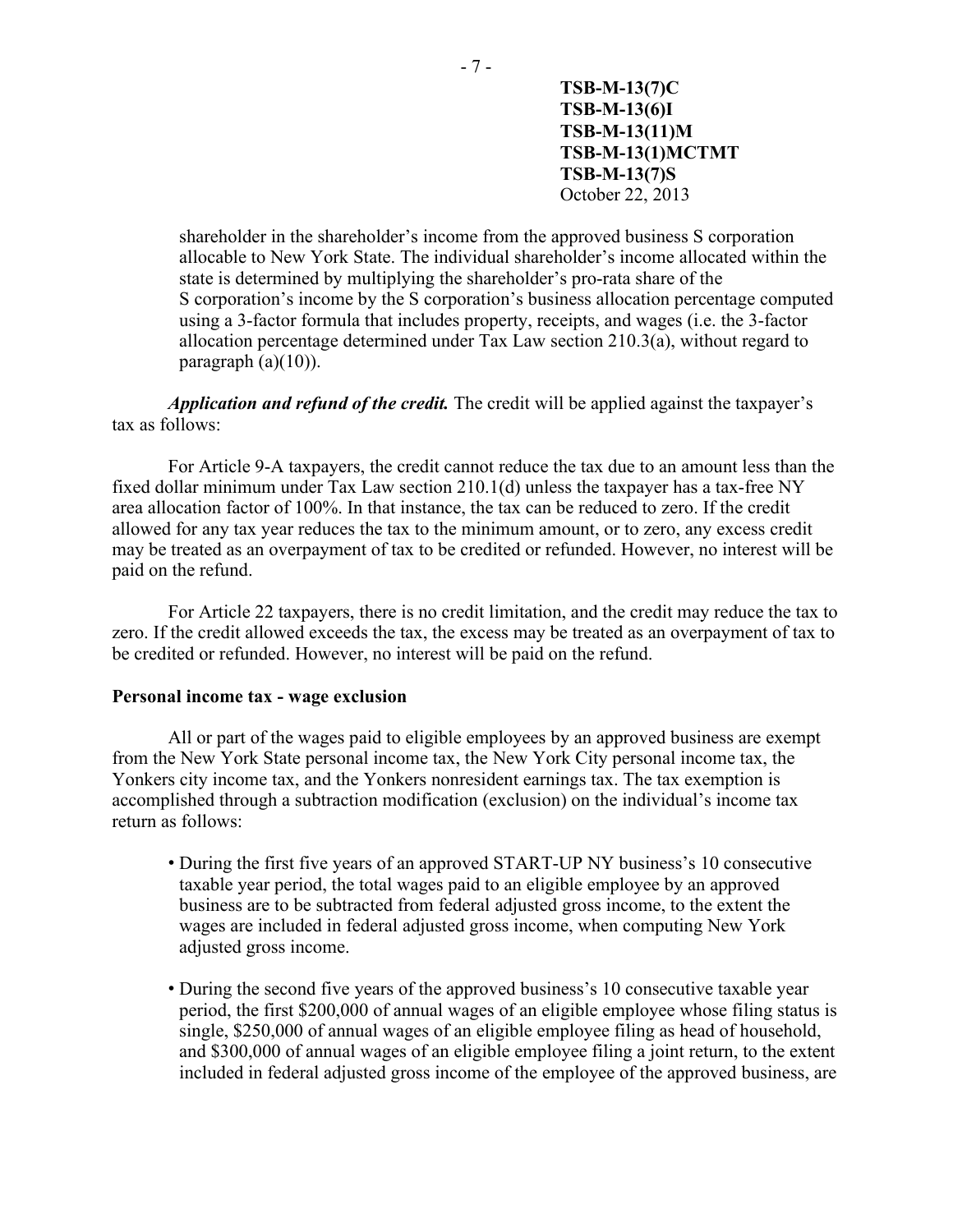shareholder in the shareholder's income from the approved business S corporation allocable to New York State. The individual shareholder's income allocated within the state is determined by multiplying the shareholder's pro-rata share of the S corporation's income by the S corporation's business allocation percentage computed using a 3-factor formula that includes property, receipts, and wages (i.e. the 3-factor allocation percentage determined under Tax Law section 210.3(a), without regard to paragraph (a)(10)).

***Application and refund of the credit.*** The credit will be applied against the taxpayer's tax as follows:

For Article 9-A taxpayers, the credit cannot reduce the tax due to an amount less than the fixed dollar minimum under Tax Law section 210.1(d) unless the taxpayer has a tax-free NY area allocation factor of 100%. In that instance, the tax can be reduced to zero. If the credit allowed for any tax year reduces the tax to the minimum amount, or to zero, any excess credit may be treated as an overpayment of tax to be credited or refunded. However, no interest will be paid on the refund.

For Article 22 taxpayers, there is no credit limitation, and the credit may reduce the tax to zero. If the credit allowed exceeds the tax, the excess may be treated as an overpayment of tax to be credited or refunded. However, no interest will be paid on the refund.

**Personal income tax - wage exclusion**

All or part of the wages paid to eligible employees by an approved business are exempt from the New York State personal income tax, the New York City personal income tax, the Yonkers city income tax, and the Yonkers nonresident earnings tax. The tax exemption is accomplished through a subtraction modification (exclusion) on the individual's income tax return as follows:

- During the first five years of an approved START-UP NY business's 10 consecutive taxable year period, the total wages paid to an eligible employee by an approved business are to be subtracted from federal adjusted gross income, to the extent the wages are included in federal adjusted gross income, when computing New York adjusted gross income.
- During the second five years of the approved business's 10 consecutive taxable year period, the first $200,000 of annual wages of an eligible employee whose filing status is single, $250,000 of annual wages of an eligible employee filing as head of household, and $300,000 of annual wages of an eligible employee filing a joint return, to the extent included in federal adjusted gross income of the employee of the approved business, are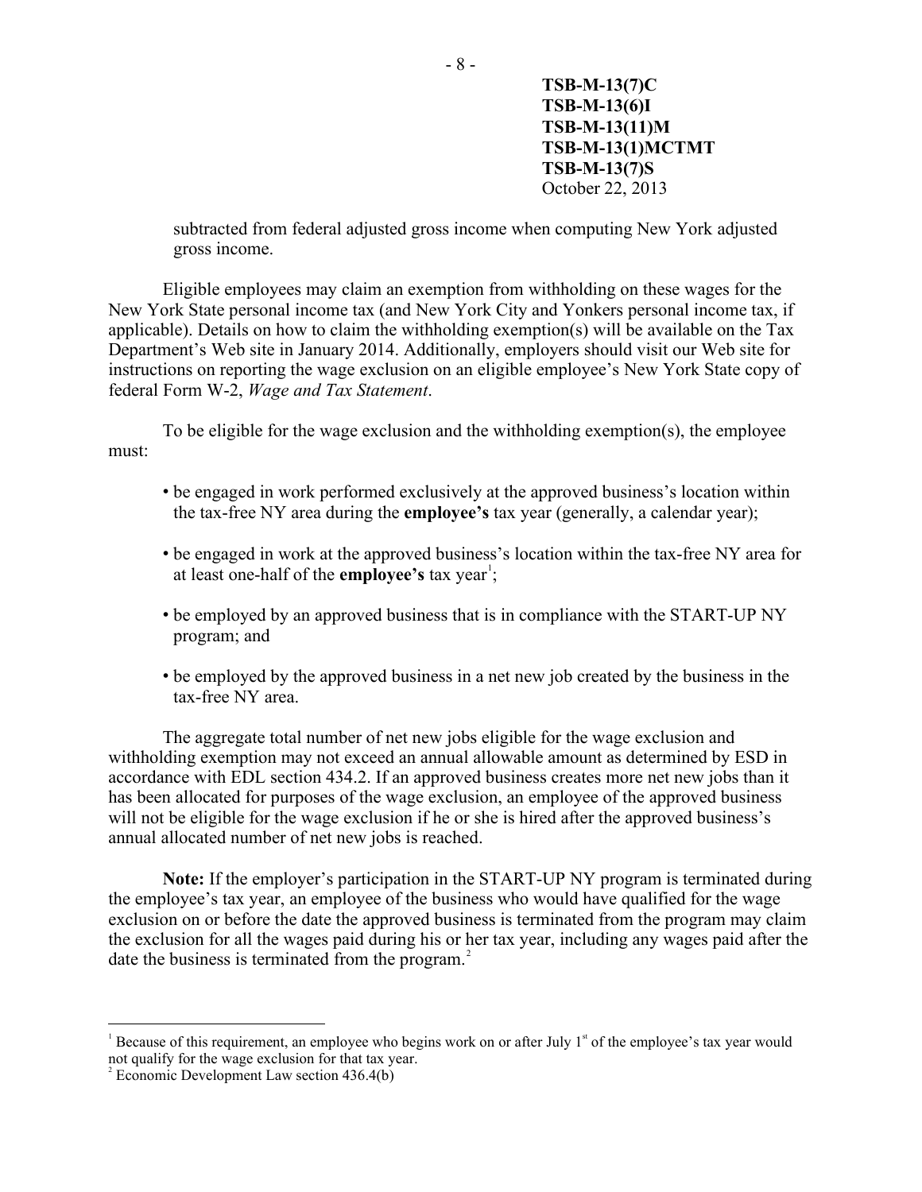subtracted from federal adjusted gross income when computing New York adjusted gross income.

Eligible employees may claim an exemption from withholding on these wages for the New York State personal income tax (and New York City and Yonkers personal income tax, if applicable). Details on how to claim the withholding exemption(s) will be available on the Tax Department's Web site in January 2014. Additionally, employers should visit our Web site for instructions on reporting the wage exclusion on an eligible employee's New York State copy of federal Form W-2, *Wage and Tax Statement*.

To be eligible for the wage exclusion and the withholding exemption(s), the employee must:

- be engaged in work performed exclusively at the approved business's location within the tax-free NY area during the **employee's** tax year (generally, a calendar year);
- be engaged in work at the approved business's location within the tax-free NY area for at least one-half of the **employee's** tax year[1];
- be employed by an approved business that is in compliance with the START-UP NY program; and
- be employed by the approved business in a net new job created by the business in the tax-free NY area.

The aggregate total number of net new jobs eligible for the wage exclusion and withholding exemption may not exceed an annual allowable amount as determined by ESD in accordance with EDL section 434.2. If an approved business creates more net new jobs than it has been allocated for purposes of the wage exclusion, an employee of the approved business will not be eligible for the wage exclusion if he or she is hired after the approved business's annual allocated number of net new jobs is reached.

**Note:** If the employer's participation in the START-UP NY program is terminated during the employee's tax year, an employee of the business who would have qualified for the wage exclusion on or before the date the approved business is terminated from the program may claim the exclusion for all the wages paid during his or her tax year, including any wages paid after the date the business is terminated from the program.[2]

---

[1] Because of this requirement, an employee who begins work on or after July 1st of the employee's tax year would not qualify for the wage exclusion for that tax year.

[2] Economic Development Law section 436.4(b)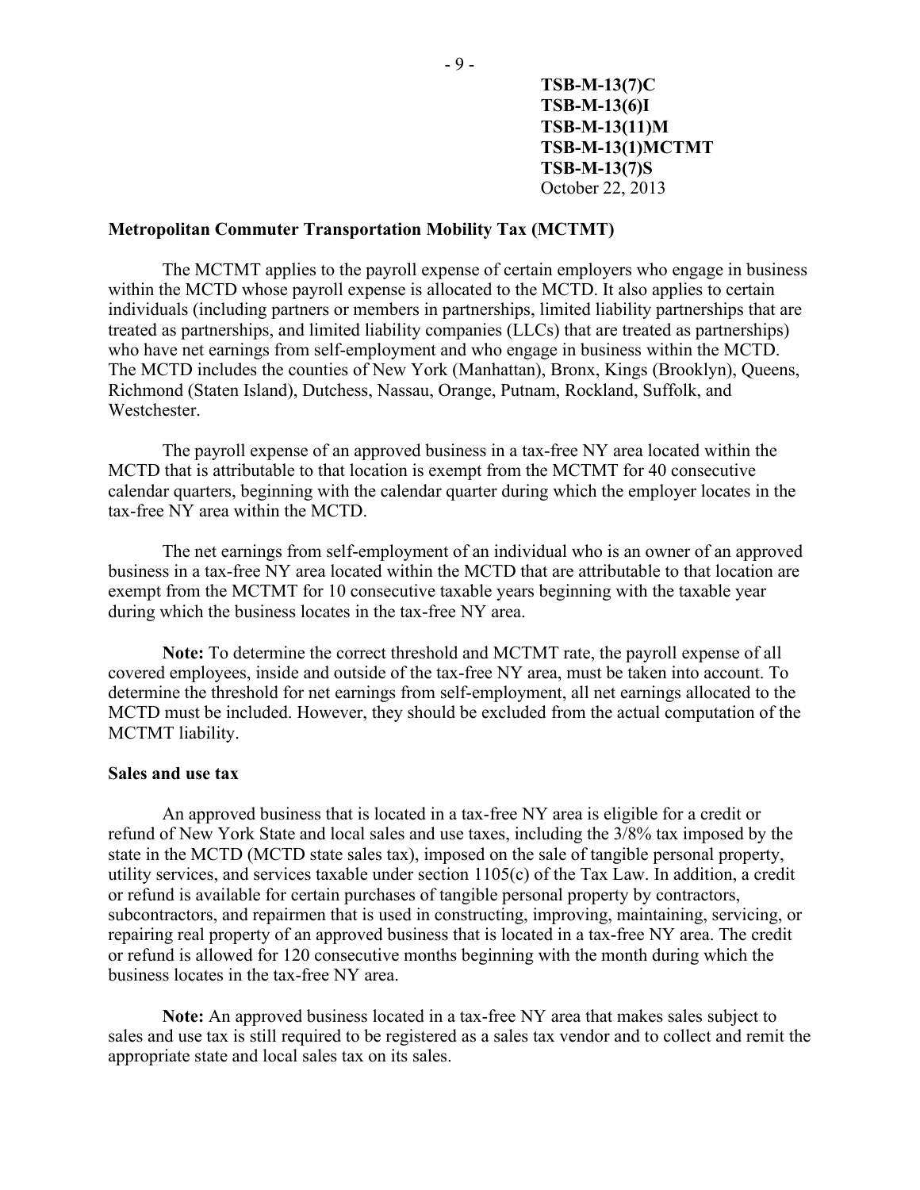**Metropolitan Commuter Transportation Mobility Tax (MCTMT)**

The MCTMT applies to the payroll expense of certain employers who engage in business within the MCTD whose payroll expense is allocated to the MCTD. It also applies to certain individuals (including partners or members in partnerships, limited liability partnerships that are treated as partnerships, and limited liability companies (LLCs) that are treated as partnerships) who have net earnings from self-employment and who engage in business within the MCTD. The MCTD includes the counties of New York (Manhattan), Bronx, Kings (Brooklyn), Queens, Richmond (Staten Island), Dutchess, Nassau, Orange, Putnam, Rockland, Suffolk, and Westchester.

The payroll expense of an approved business in a tax-free NY area located within the MCTD that is attributable to that location is exempt from the MCTMT for 40 consecutive calendar quarters, beginning with the calendar quarter during which the employer locates in the tax-free NY area within the MCTD.

The net earnings from self-employment of an individual who is an owner of an approved business in a tax-free NY area located within the MCTD that are attributable to that location are exempt from the MCTMT for 10 consecutive taxable years beginning with the taxable year during which the business locates in the tax-free NY area.

**Note:** To determine the correct threshold and MCTMT rate, the payroll expense of all covered employees, inside and outside of the tax-free NY area, must be taken into account. To determine the threshold for net earnings from self-employment, all net earnings allocated to the MCTD must be included. However, they should be excluded from the actual computation of the MCTMT liability.

**Sales and use tax**

An approved business that is located in a tax-free NY area is eligible for a credit or refund of New York State and local sales and use taxes, including the 3/8% tax imposed by the state in the MCTD (MCTD state sales tax), imposed on the sale of tangible personal property, utility services, and services taxable under section 1105(c) of the Tax Law. In addition, a credit or refund is available for certain purchases of tangible personal property by contractors, subcontractors, and repairmen that is used in constructing, improving, maintaining, servicing, or repairing real property of an approved business that is located in a tax-free NY area. The credit or refund is allowed for 120 consecutive months beginning with the month during which the business locates in the tax-free NY area.

**Note:** An approved business located in a tax-free NY area that makes sales subject to sales and use tax is still required to be registered as a sales tax vendor and to collect and remit the appropriate state and local sales tax on its sales.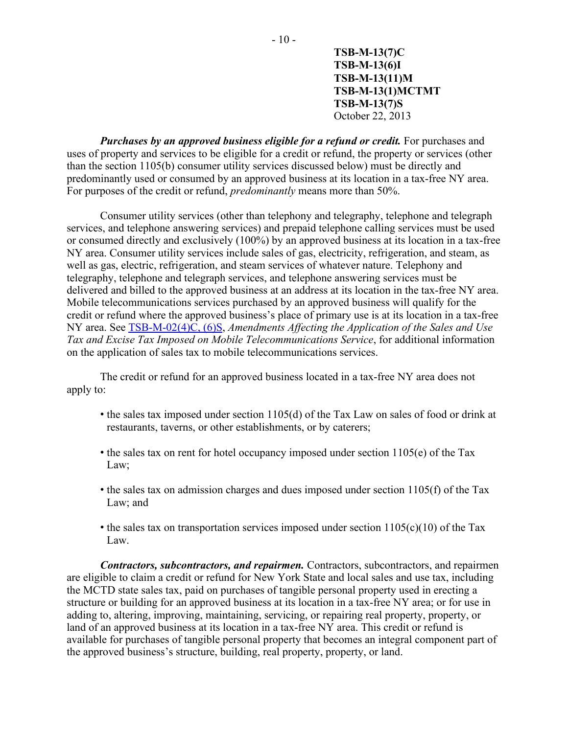***Purchases by an approved business eligible for a refund or credit.*** For purchases and uses of property and services to be eligible for a credit or refund, the property or services (other than the section 1105(b) consumer utility services discussed below) must be directly and predominantly used or consumed by an approved business at its location in a tax-free NY area. For purposes of the credit or refund, *predominantly* means more than 50%.

Consumer utility services (other than telephony and telegraphy, telephone and telegraph services, and telephone answering services) and prepaid telephone calling services must be used or consumed directly and exclusively (100%) by an approved business at its location in a tax-free NY area. Consumer utility services include sales of gas, electricity, refrigeration, and steam, as well as gas, electric, refrigeration, and steam services of whatever nature. Telephony and telegraphy, telephone and telegraph services, and telephone answering services must be delivered and billed to the approved business at an address at its location in the tax-free NY area. Mobile telecommunications services purchased by an approved business will qualify for the credit or refund where the approved business's place of primary use is at its location in a tax-free NY area. See TSB-M-02(4)C, (6)S, *Amendments Affecting the Application of the Sales and Use Tax and Excise Tax Imposed on Mobile Telecommunications Service*, for additional information on the application of sales tax to mobile telecommunications services.

The credit or refund for an approved business located in a tax-free NY area does not apply to:

- the sales tax imposed under section 1105(d) of the Tax Law on sales of food or drink at restaurants, taverns, or other establishments, or by caterers;
- the sales tax on rent for hotel occupancy imposed under section 1105(e) of the Tax Law;
- the sales tax on admission charges and dues imposed under section 1105(f) of the Tax Law; and
- the sales tax on transportation services imposed under section 1105(c)(10) of the Tax Law.

***Contractors, subcontractors, and repairmen.*** Contractors, subcontractors, and repairmen are eligible to claim a credit or refund for New York State and local sales and use tax, including the MCTD state sales tax, paid on purchases of tangible personal property used in erecting a structure or building for an approved business at its location in a tax-free NY area; or for use in adding to, altering, improving, maintaining, servicing, or repairing real property, property, or land of an approved business at its location in a tax-free NY area. This credit or refund is available for purchases of tangible personal property that becomes an integral component part of the approved business's structure, building, real property, property, or land.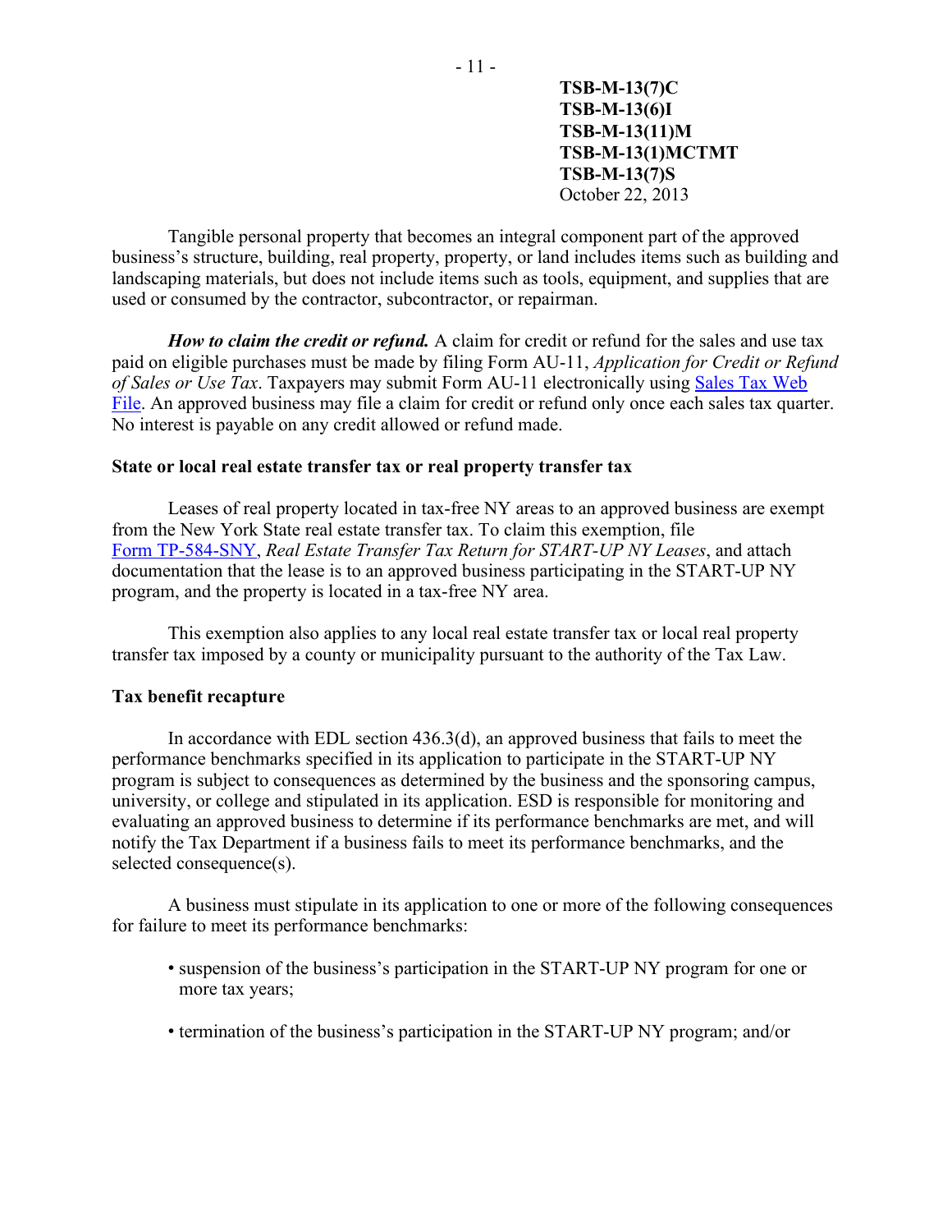Tangible personal property that becomes an integral component part of the approved business's structure, building, real property, property, or land includes items such as building and landscaping materials, but does not include items such as tools, equipment, and supplies that are used or consumed by the contractor, subcontractor, or repairman.

***How to claim the credit or refund.*** A claim for credit or refund for the sales and use tax paid on eligible purchases must be made by filing Form AU-11, *Application for Credit or Refund of Sales or Use Tax*. Taxpayers may submit Form AU-11 electronically using Sales Tax Web File. An approved business may file a claim for credit or refund only once each sales tax quarter. No interest is payable on any credit allowed or refund made.

**State or local real estate transfer tax or real property transfer tax**

Leases of real property located in tax-free NY areas to an approved business are exempt from the New York State real estate transfer tax. To claim this exemption, file Form TP-584-SNY, *Real Estate Transfer Tax Return for START-UP NY Leases*, and attach documentation that the lease is to an approved business participating in the START-UP NY program, and the property is located in a tax-free NY area.

This exemption also applies to any local real estate transfer tax or local real property transfer tax imposed by a county or municipality pursuant to the authority of the Tax Law.

**Tax benefit recapture**

In accordance with EDL section 436.3(d), an approved business that fails to meet the performance benchmarks specified in its application to participate in the START-UP NY program is subject to consequences as determined by the business and the sponsoring campus, university, or college and stipulated in its application. ESD is responsible for monitoring and evaluating an approved business to determine if its performance benchmarks are met, and will notify the Tax Department if a business fails to meet its performance benchmarks, and the selected consequence(s).

A business must stipulate in its application to one or more of the following consequences for failure to meet its performance benchmarks:

- suspension of the business's participation in the START-UP NY program for one or more tax years;
- termination of the business's participation in the START-UP NY program; and/or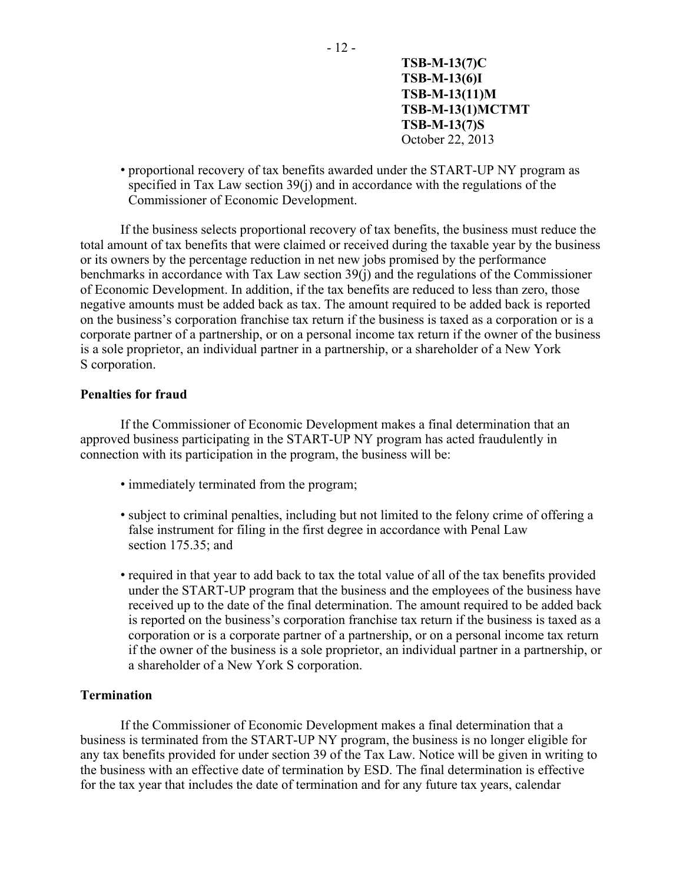- proportional recovery of tax benefits awarded under the START-UP NY program as specified in Tax Law section 39(j) and in accordance with the regulations of the Commissioner of Economic Development.

If the business selects proportional recovery of tax benefits, the business must reduce the total amount of tax benefits that were claimed or received during the taxable year by the business or its owners by the percentage reduction in net new jobs promised by the performance benchmarks in accordance with Tax Law section 39(j) and the regulations of the Commissioner of Economic Development. In addition, if the tax benefits are reduced to less than zero, those negative amounts must be added back as tax. The amount required to be added back is reported on the business's corporation franchise tax return if the business is taxed as a corporation or is a corporate partner of a partnership, or on a personal income tax return if the owner of the business is a sole proprietor, an individual partner in a partnership, or a shareholder of a New York S corporation.

**Penalties for fraud**

If the Commissioner of Economic Development makes a final determination that an approved business participating in the START-UP NY program has acted fraudulently in connection with its participation in the program, the business will be:

- immediately terminated from the program;
- subject to criminal penalties, including but not limited to the felony crime of offering a false instrument for filing in the first degree in accordance with Penal Law section 175.35; and
- required in that year to add back to tax the total value of all of the tax benefits provided under the START-UP program that the business and the employees of the business have received up to the date of the final determination. The amount required to be added back is reported on the business's corporation franchise tax return if the business is taxed as a corporation or is a corporate partner of a partnership, or on a personal income tax return if the owner of the business is a sole proprietor, an individual partner in a partnership, or a shareholder of a New York S corporation.

**Termination**

If the Commissioner of Economic Development makes a final determination that a business is terminated from the START-UP NY program, the business is no longer eligible for any tax benefits provided for under section 39 of the Tax Law. Notice will be given in writing to the business with an effective date of termination by ESD. The final determination is effective for the tax year that includes the date of termination and for any future tax years, calendar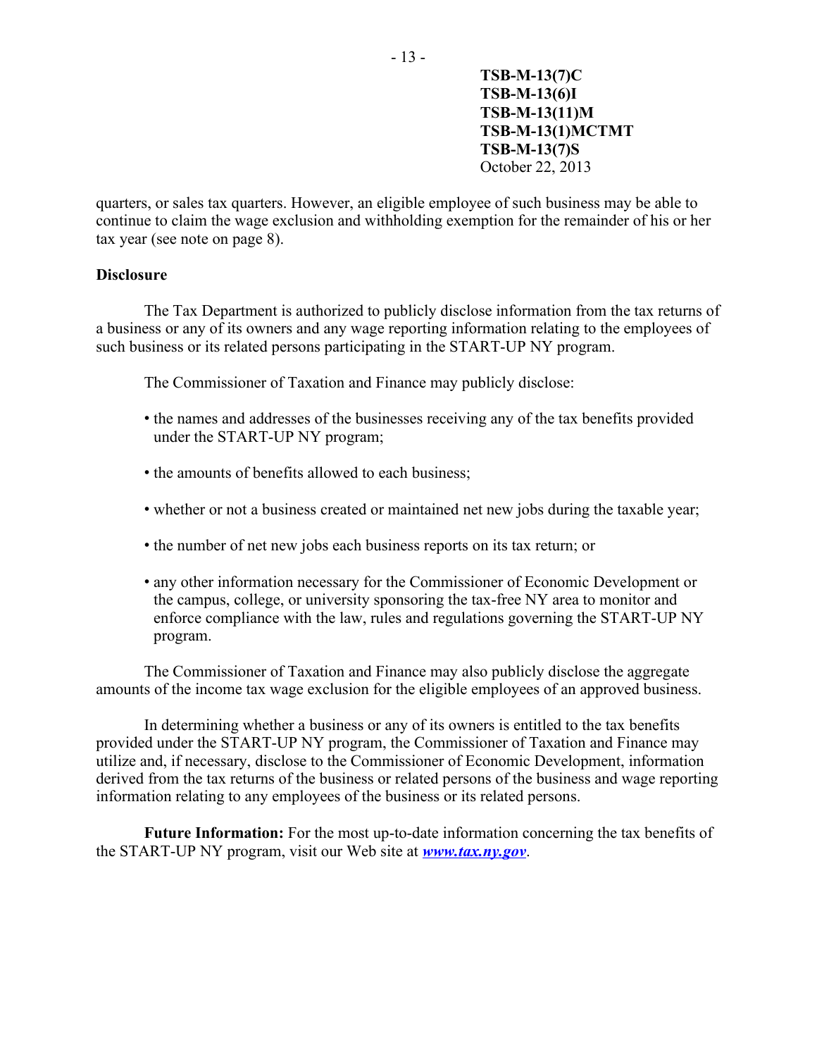quarters, or sales tax quarters. However, an eligible employee of such business may be able to continue to claim the wage exclusion and withholding exemption for the remainder of his or her tax year (see note on page 8).

**Disclosure**

The Tax Department is authorized to publicly disclose information from the tax returns of a business or any of its owners and any wage reporting information relating to the employees of such business or its related persons participating in the START-UP NY program.

The Commissioner of Taxation and Finance may publicly disclose:

- the names and addresses of the businesses receiving any of the tax benefits provided under the START-UP NY program;
- the amounts of benefits allowed to each business;
- whether or not a business created or maintained net new jobs during the taxable year;
- the number of net new jobs each business reports on its tax return; or
- any other information necessary for the Commissioner of Economic Development or the campus, college, or university sponsoring the tax-free NY area to monitor and enforce compliance with the law, rules and regulations governing the START-UP NY program.

The Commissioner of Taxation and Finance may also publicly disclose the aggregate amounts of the income tax wage exclusion for the eligible employees of an approved business.

In determining whether a business or any of its owners is entitled to the tax benefits provided under the START-UP NY program, the Commissioner of Taxation and Finance may utilize and, if necessary, disclose to the Commissioner of Economic Development, information derived from the tax returns of the business or related persons of the business and wage reporting information relating to any employees of the business or its related persons.

**Future Information:** For the most up-to-date information concerning the tax benefits of the START-UP NY program, visit our Web site at ***www.tax.ny.gov***.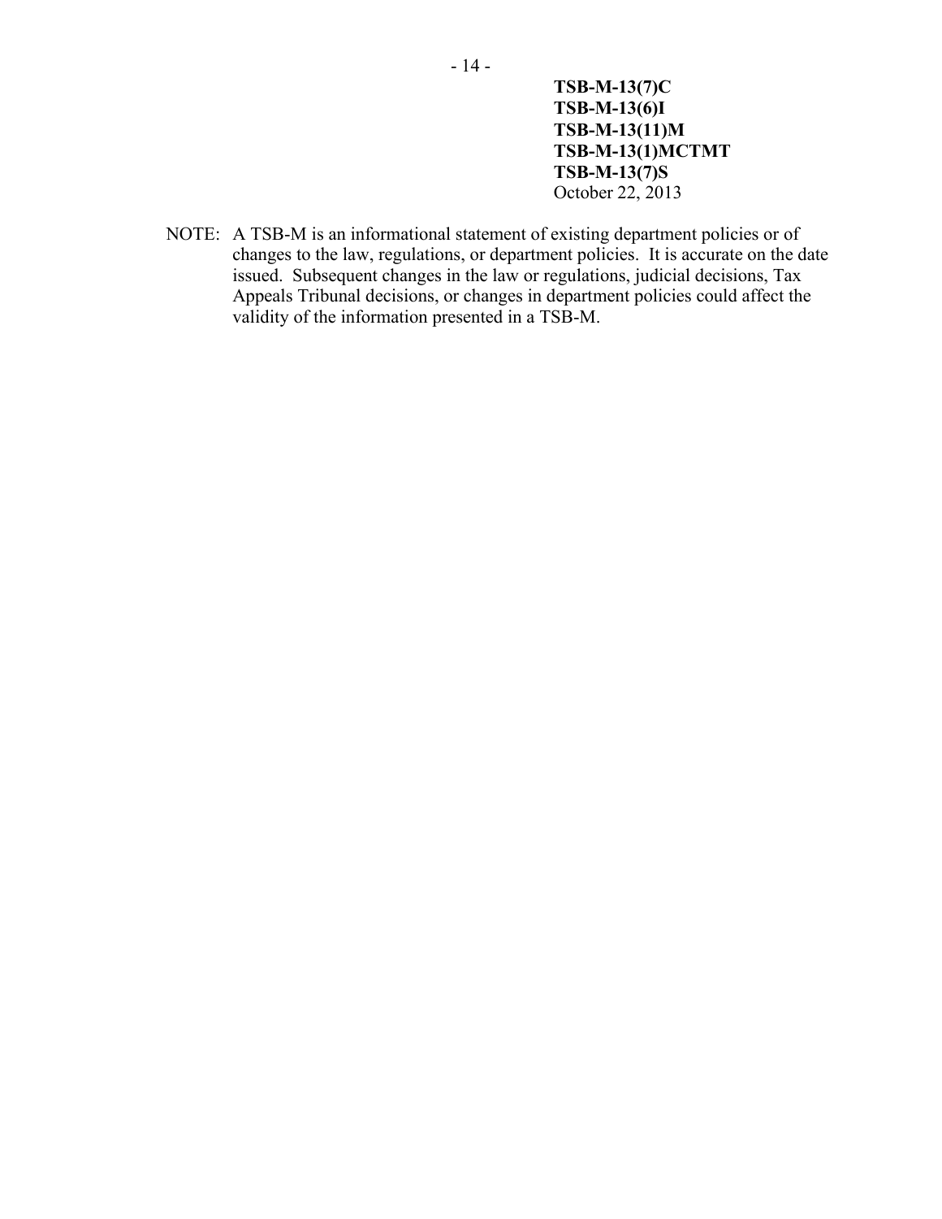**TSB-M-13(7)C**
**TSB-M-13(6)I**
**TSB-M-13(11)M**
**TSB-M-13(1)MCTMT**
**TSB-M-13(7)S**
October 22, 2013

NOTE: A TSB-M is an informational statement of existing department policies or of changes to the law, regulations, or department policies. It is accurate on the date issued. Subsequent changes in the law or regulations, judicial decisions, Tax Appeals Tribunal decisions, or changes in department policies could affect the validity of the information presented in a TSB-M.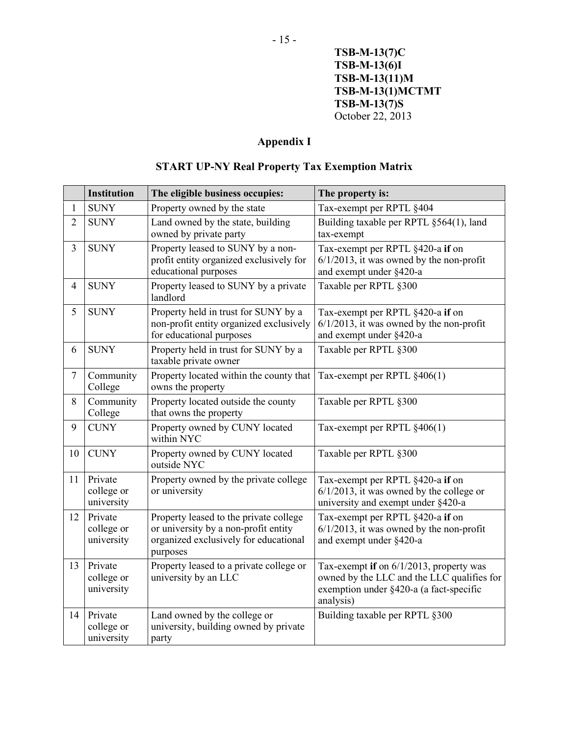TSB-M-13(7)C
TSB-M-13(6)I
TSB-M-13(11)M
TSB-M-13(1)MCTMT
TSB-M-13(7)S
October 22, 2013

## Appendix I

## START UP-NY Real Property Tax Exemption Matrix

| | Institution | The eligible business occupies: | The property is: |
|---|---|---|---|
| 1 | SUNY | Property owned by the state | Tax-exempt per RPTL §404 |
| 2 | SUNY | Land owned by the state, building owned by private party | Building taxable per RPTL §564(1), land tax-exempt |
| 3 | SUNY | Property leased to SUNY by a non-profit entity organized exclusively for educational purposes | Tax-exempt per RPTL §420-a **if** on 6/1/2013, it was owned by the non-profit and exempt under §420-a |
| 4 | SUNY | Property leased to SUNY by a private landlord | Taxable per RPTL §300 |
| 5 | SUNY | Property held in trust for SUNY by a non-profit entity organized exclusively for educational purposes | Tax-exempt per RPTL §420-a **if** on 6/1/2013, it was owned by the non-profit and exempt under §420-a |
| 6 | SUNY | Property held in trust for SUNY by a taxable private owner | Taxable per RPTL §300 |
| 7 | Community College | Property located within the county that owns the property | Tax-exempt per RPTL §406(1) |
| 8 | Community College | Property located outside the county that owns the property | Taxable per RPTL §300 |
| 9 | CUNY | Property owned by CUNY located within NYC | Tax-exempt per RPTL §406(1) |
| 10 | CUNY | Property owned by CUNY located outside NYC | Taxable per RPTL §300 |
| 11 | Private college or university | Property owned by the private college or university | Tax-exempt per RPTL §420-a **if** on 6/1/2013, it was owned by the college or university and exempt under §420-a |
| 12 | Private college or university | Property leased to the private college or university by a non-profit entity organized exclusively for educational purposes | Tax-exempt per RPTL §420-a **if** on 6/1/2013, it was owned by the non-profit and exempt under §420-a |
| 13 | Private college or university | Property leased to a private college or university by an LLC | Tax-exempt **if** on 6/1/2013, property was owned by the LLC and the LLC qualifies for exemption under §420-a (a fact-specific analysis) |
| 14 | Private college or university | Land owned by the college or university, building owned by private party | Building taxable per RPTL §300 |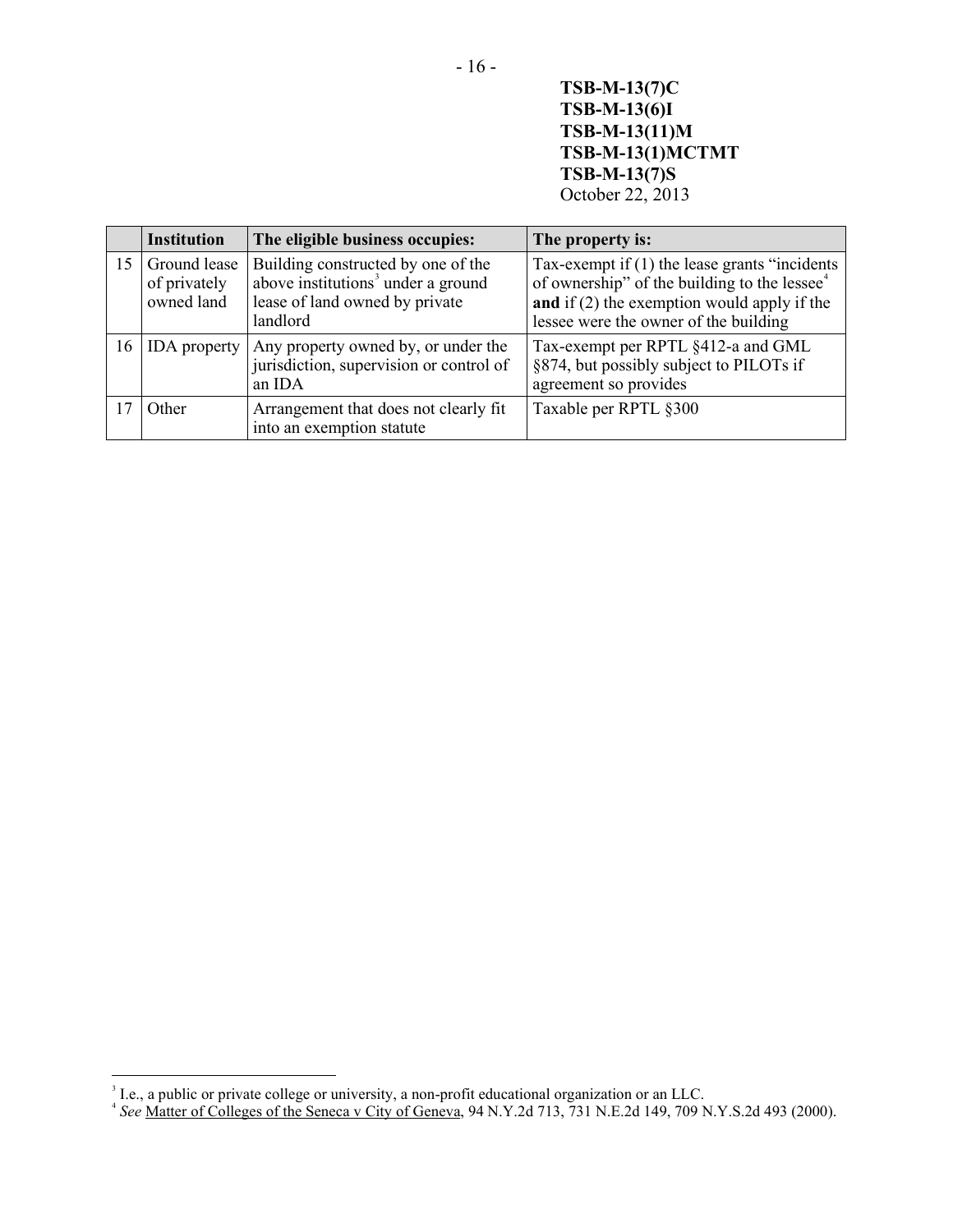| | Institution | The eligible business occupies: | The property is: |
|---|---|---|---|
| 15 | Ground lease of privately owned land | Building constructed by one of the above institutions[3] under a ground lease of land owned by private landlord | Tax-exempt if (1) the lease grants "incidents of ownership" of the building to the lessee[4] **and** if (2) the exemption would apply if the lessee were the owner of the building |
| 16 | IDA property | Any property owned by, or under the jurisdiction, supervision or control of an IDA | Tax-exempt per RPTL §412-a and GML §874, but possibly subject to PILOTs if agreement so provides |
| 17 | Other | Arrangement that does not clearly fit into an exemption statute | Taxable per RPTL §300 |

[3] I.e., a public or private college or university, a non-profit educational organization or an LLC.

[4] *See* Matter of Colleges of the Seneca v City of Geneva, 94 N.Y.2d 713, 731 N.E.2d 149, 709 N.Y.S.2d 493 (2000).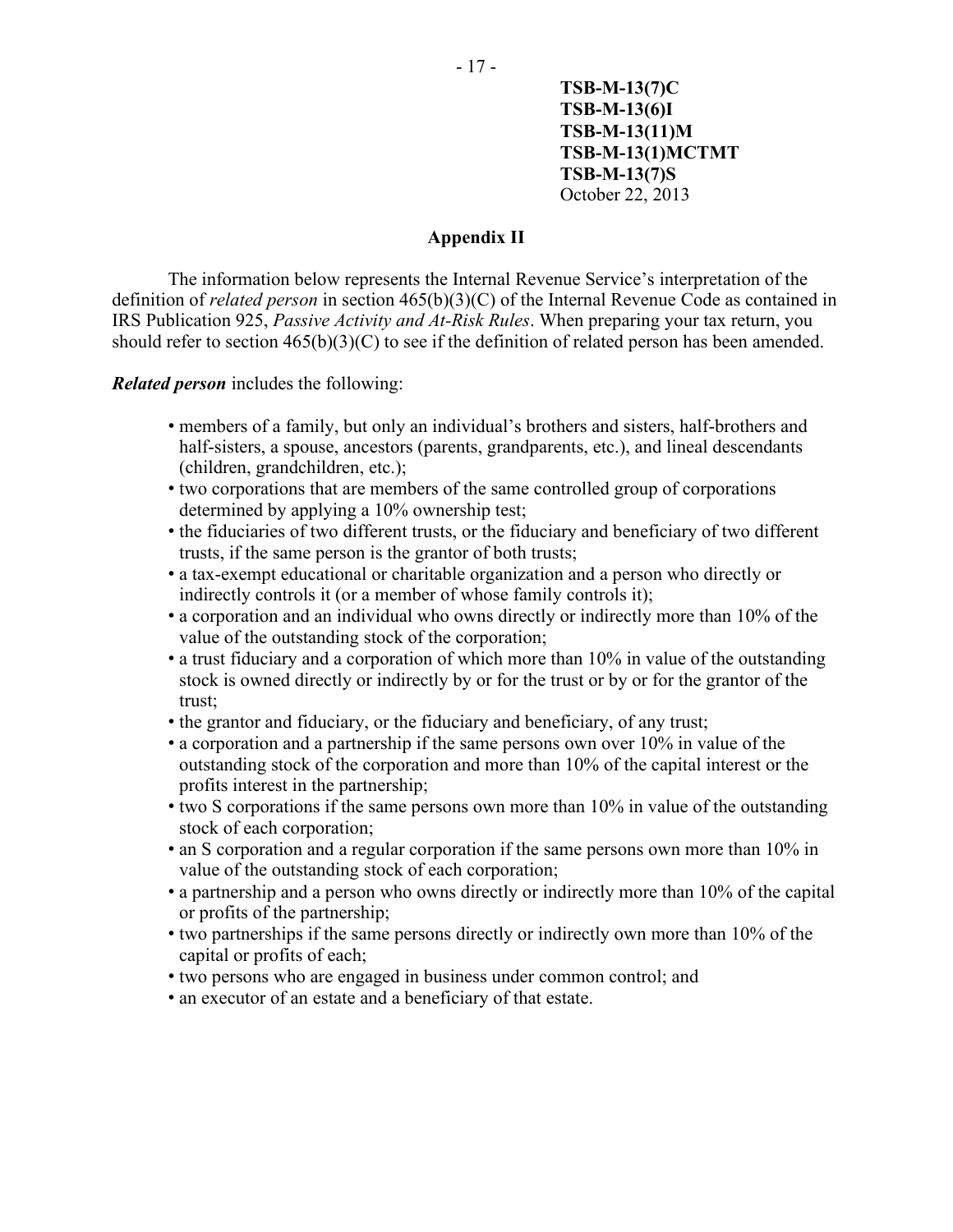**TSB-M-13(7)C**
**TSB-M-13(6)I**
**TSB-M-13(11)M**
**TSB-M-13(1)MCTMT**
**TSB-M-13(7)S**
October 22, 2013

## Appendix II

The information below represents the Internal Revenue Service's interpretation of the definition of *related person* in section 465(b)(3)(C) of the Internal Revenue Code as contained in IRS Publication 925, *Passive Activity and At-Risk Rules*. When preparing your tax return, you should refer to section 465(b)(3)(C) to see if the definition of related person has been amended.

***Related person*** includes the following:

- members of a family, but only an individual's brothers and sisters, half-brothers and half-sisters, a spouse, ancestors (parents, grandparents, etc.), and lineal descendants (children, grandchildren, etc.);
- two corporations that are members of the same controlled group of corporations determined by applying a 10% ownership test;
- the fiduciaries of two different trusts, or the fiduciary and beneficiary of two different trusts, if the same person is the grantor of both trusts;
- a tax-exempt educational or charitable organization and a person who directly or indirectly controls it (or a member of whose family controls it);
- a corporation and an individual who owns directly or indirectly more than 10% of the value of the outstanding stock of the corporation;
- a trust fiduciary and a corporation of which more than 10% in value of the outstanding stock is owned directly or indirectly by or for the trust or by or for the grantor of the trust;
- the grantor and fiduciary, or the fiduciary and beneficiary, of any trust;
- a corporation and a partnership if the same persons own over 10% in value of the outstanding stock of the corporation and more than 10% of the capital interest or the profits interest in the partnership;
- two S corporations if the same persons own more than 10% in value of the outstanding stock of each corporation;
- an S corporation and a regular corporation if the same persons own more than 10% in value of the outstanding stock of each corporation;
- a partnership and a person who owns directly or indirectly more than 10% of the capital or profits of the partnership;
- two partnerships if the same persons directly or indirectly own more than 10% of the capital or profits of each;
- two persons who are engaged in business under common control; and
- an executor of an estate and a beneficiary of that estate.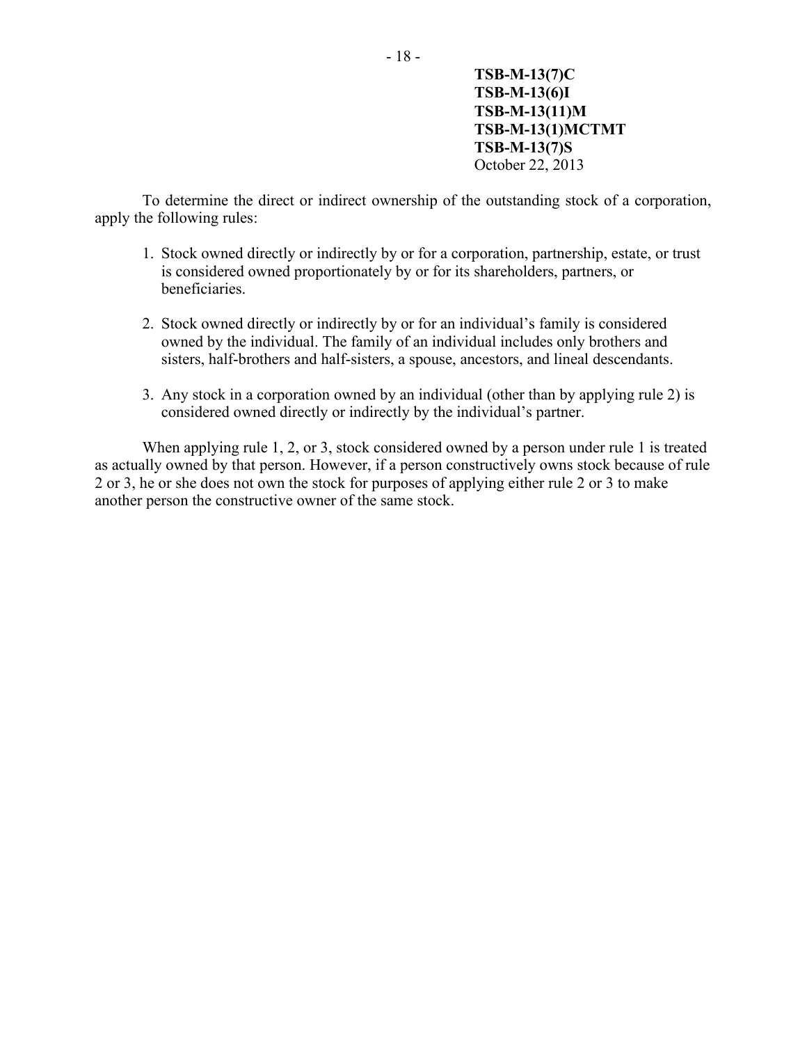To determine the direct or indirect ownership of the outstanding stock of a corporation, apply the following rules:

1. Stock owned directly or indirectly by or for a corporation, partnership, estate, or trust is considered owned proportionately by or for its shareholders, partners, or beneficiaries.

2. Stock owned directly or indirectly by or for an individual's family is considered owned by the individual. The family of an individual includes only brothers and sisters, half-brothers and half-sisters, a spouse, ancestors, and lineal descendants.

3. Any stock in a corporation owned by an individual (other than by applying rule 2) is considered owned directly or indirectly by the individual's partner.

When applying rule 1, 2, or 3, stock considered owned by a person under rule 1 is treated as actually owned by that person. However, if a person constructively owns stock because of rule 2 or 3, he or she does not own the stock for purposes of applying either rule 2 or 3 to make another person the constructive owner of the same stock.